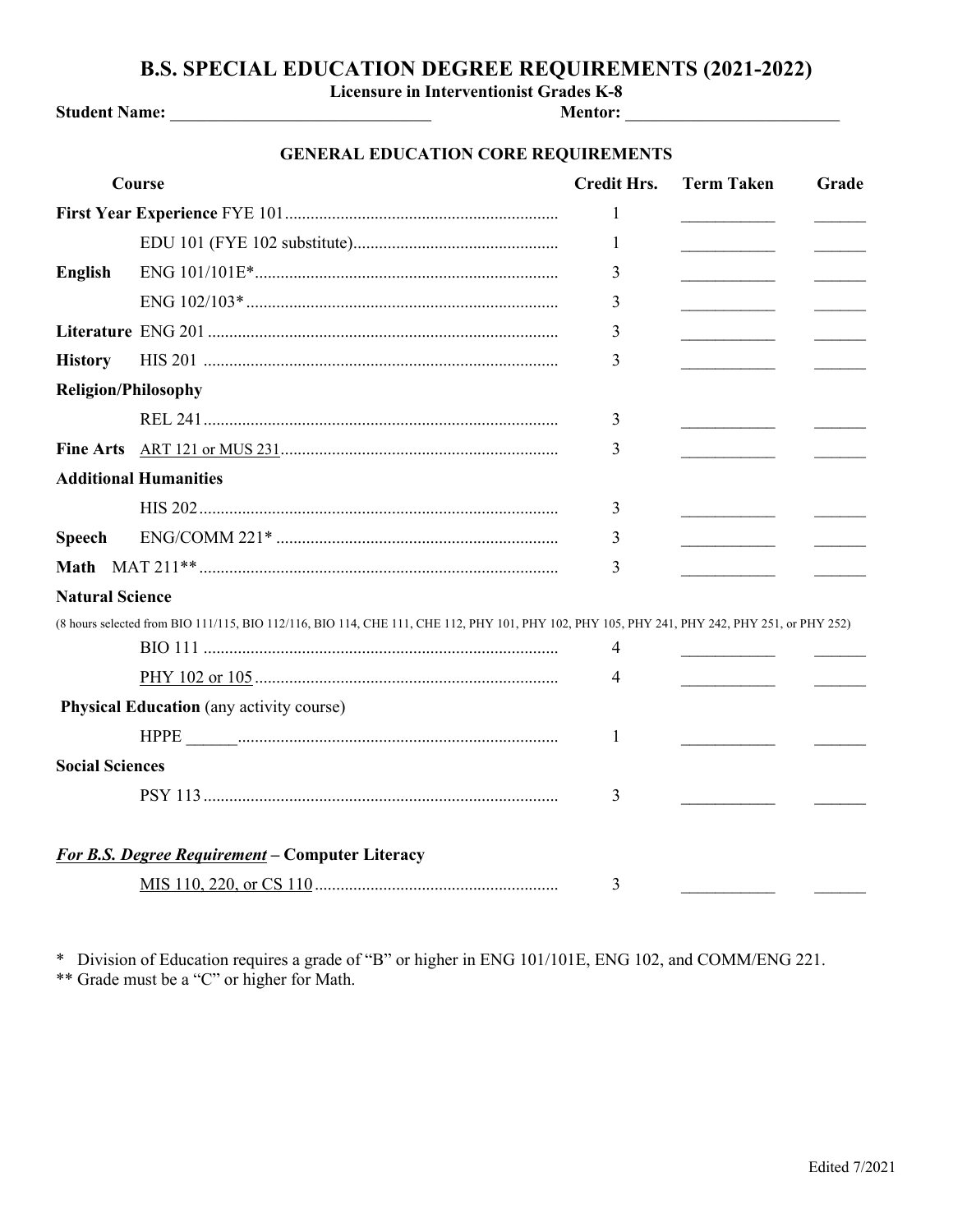# B.S. SPECIAL EDUCATION DEGREE REQUIREMENTS (2021-2022)

**Licensure in Interventionist Grades K-8**

**Student Name:** ______________________________ **Mentor:** _________________________

## GENERAL EDUCATION CORE REQUIREMENTS

| Course | | Credit Hrs. | Term Taken | Grade |
|---|---|---|---|---|
| **First Year Experience** | FYE 101 | 1 | ___________ | ______ |
| | EDU 101 (FYE 102 substitute) | 1 | ___________ | ______ |
| **English** | ENG 101/101E* | 3 | ___________ | ______ |
| | ENG 102/103* | 3 | ___________ | ______ |
| **Literature** | ENG 201 | 3 | ___________ | ______ |
| **History** | HIS 201 | 3 | ___________ | ______ |
| **Religion/Philosophy** | | | | |
| | REL 241 | 3 | ___________ | ______ |
| **Fine Arts** | ART 121 or MUS 231 | 3 | ___________ | ______ |
| **Additional Humanities** | | | | |
| | HIS 202 | 3 | ___________ | ______ |
| **Speech** | ENG/COMM 221* | 3 | ___________ | ______ |
| **Math** | MAT 211** | 3 | ___________ | ______ |
| **Natural Science** | | | | |
| (8 hours selected from BIO 111/115, BIO 112/116, BIO 114, CHE 111, CHE 112, PHY 101, PHY 102, PHY 105, PHY 241, PHY 242, PHY 251, or PHY 252) | | | | |
| | BIO 111 | 4 | ___________ | ______ |
| | PHY 102 or 105 | 4 | ___________ | ______ |
| **Physical Education** (any activity course) | | | | |
| | HPPE ______ | 1 | ___________ | ______ |
| **Social Sciences** | | | | |
| | PSY 113 | 3 | ___________ | ______ |
| ***For B.S. Degree Requirement*** **– Computer Literacy** | | | | |
| | MIS 110, 220, or CS 110 | 3 | ___________ | ______ |

\* Division of Education requires a grade of "B" or higher in ENG 101/101E, ENG 102, and COMM/ENG 221.

\*\* Grade must be a "C" or higher for Math.

Edited 7/2021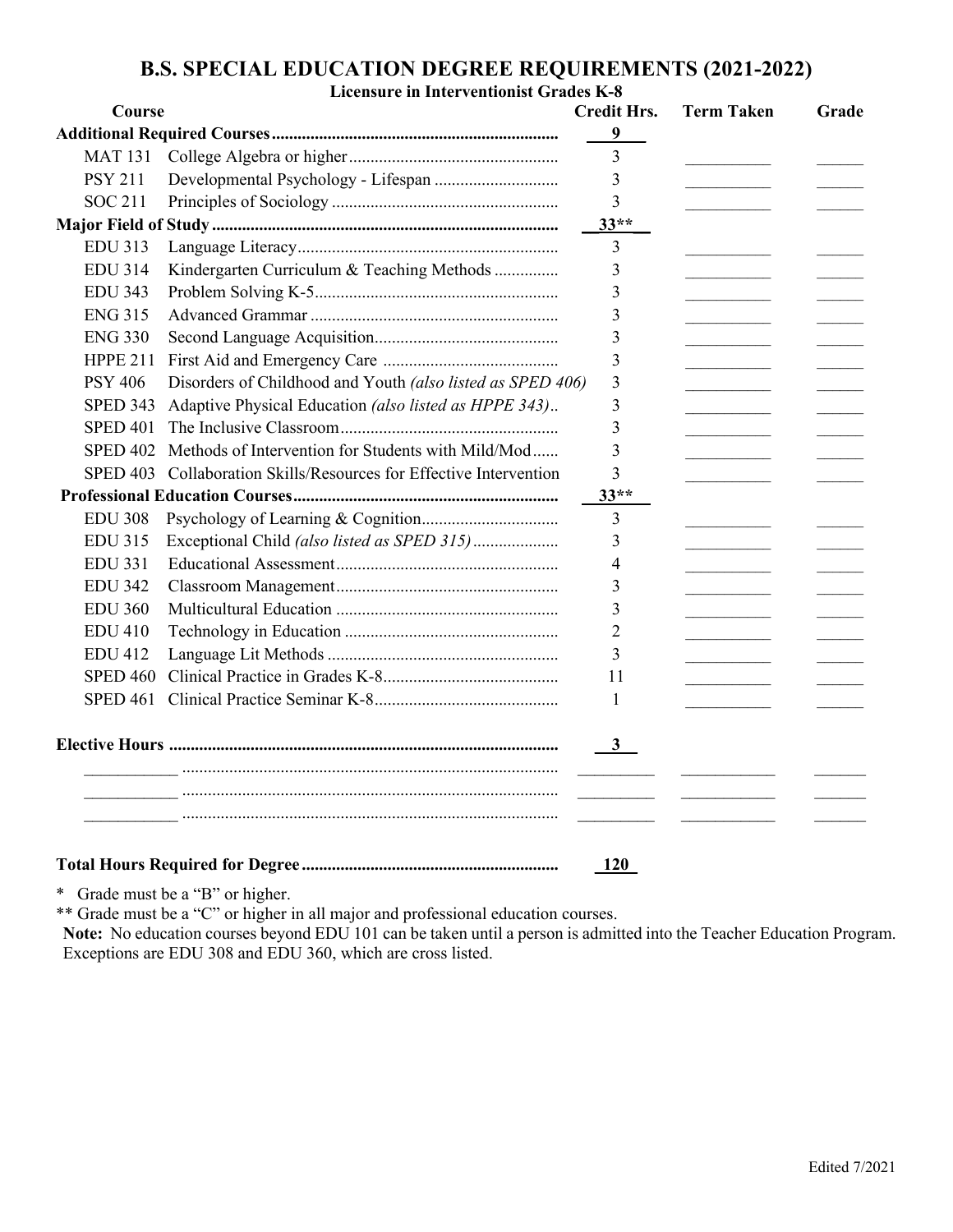# B.S. SPECIAL EDUCATION DEGREE REQUIREMENTS (2021-2022)

**Licensure in Interventionist Grades K-8**

| Course | | Credit Hrs. | Term Taken | Grade |
|---|---|---|---|---|
| **Additional Required Courses** | | **9** | | |
| MAT 131 | College Algebra or higher | 3 | | |
| PSY 211 | Developmental Psychology - Lifespan | 3 | | |
| SOC 211 | Principles of Sociology | 3 | | |
| **Major Field of Study** | | **33**** | | |
| EDU 313 | Language Literacy | 3 | | |
| EDU 314 | Kindergarten Curriculum & Teaching Methods | 3 | | |
| EDU 343 | Problem Solving K-5 | 3 | | |
| ENG 315 | Advanced Grammar | 3 | | |
| ENG 330 | Second Language Acquisition | 3 | | |
| HPPE 211 | First Aid and Emergency Care | 3 | | |
| PSY 406 | Disorders of Childhood and Youth *(also listed as SPED 406)* | 3 | | |
| SPED 343 | Adaptive Physical Education *(also listed as HPPE 343)* | 3 | | |
| SPED 401 | The Inclusive Classroom | 3 | | |
| SPED 402 | Methods of Intervention for Students with Mild/Mod | 3 | | |
| SPED 403 | Collaboration Skills/Resources for Effective Intervention | 3 | | |
| **Professional Education Courses** | | **33**** | | |
| EDU 308 | Psychology of Learning & Cognition | 3 | | |
| EDU 315 | Exceptional Child *(also listed as SPED 315)* | 3 | | |
| EDU 331 | Educational Assessment | 4 | | |
| EDU 342 | Classroom Management | 3 | | |
| EDU 360 | Multicultural Education | 3 | | |
| EDU 410 | Technology in Education | 2 | | |
| EDU 412 | Language Lit Methods | 3 | | |
| SPED 460 | Clinical Practice in Grades K-8 | 11 | | |
| SPED 461 | Clinical Practice Seminar K-8 | 1 | | |
| **Elective Hours** | | **3** | | |
| | | | | |
| | | | | |
| | | | | |
| **Total Hours Required for Degree** | | **120** | | |

\* Grade must be a "B" or higher.

** Grade must be a "C" or higher in all major and professional education courses.

**Note:** No education courses beyond EDU 101 can be taken until a person is admitted into the Teacher Education Program. Exceptions are EDU 308 and EDU 360, which are cross listed.

Edited 7/2021